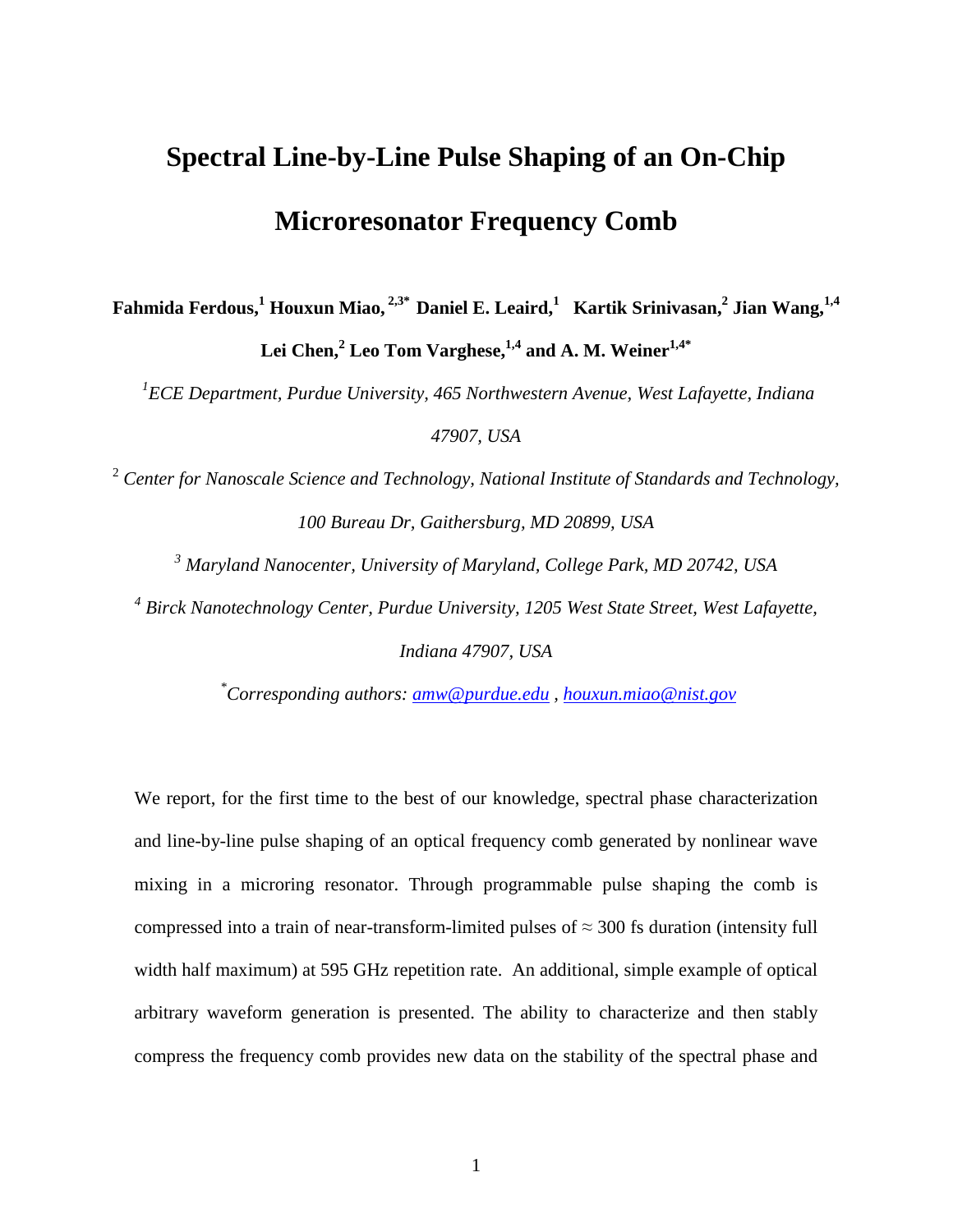# Spectral Line-by-Line Pulse Shaping of an On-Chip Microresonator Frequency Comb

**Fahmida Ferdous,[1] Houxun Miao,[2,3*] Daniel E. Leaird,[1] Kartik Srinivasan,[2] Jian Wang,[1,4] Lei Chen,[2] Leo Tom Varghese,[1,4] and A. M. Weiner[1,4*]**

[1] *ECE Department, Purdue University, 465 Northwestern Avenue, West Lafayette, Indiana 47907, USA*

[2] *Center for Nanoscale Science and Technology, National Institute of Standards and Technology, 100 Bureau Dr, Gaithersburg, MD 20899, USA*

[3] *Maryland Nanocenter, University of Maryland, College Park, MD 20742, USA*

[4] *Birck Nanotechnology Center, Purdue University, 1205 West State Street, West Lafayette, Indiana 47907, USA*

[*] *Corresponding authors: amw@purdue.edu , houxun.miao@nist.gov*

We report, for the first time to the best of our knowledge, spectral phase characterization and line-by-line pulse shaping of an optical frequency comb generated by nonlinear wave mixing in a microring resonator. Through programmable pulse shaping the comb is compressed into a train of near-transform-limited pulses of ≈ 300 fs duration (intensity full width half maximum) at 595 GHz repetition rate. An additional, simple example of optical arbitrary waveform generation is presented. The ability to characterize and then stably compress the frequency comb provides new data on the stability of the spectral phase and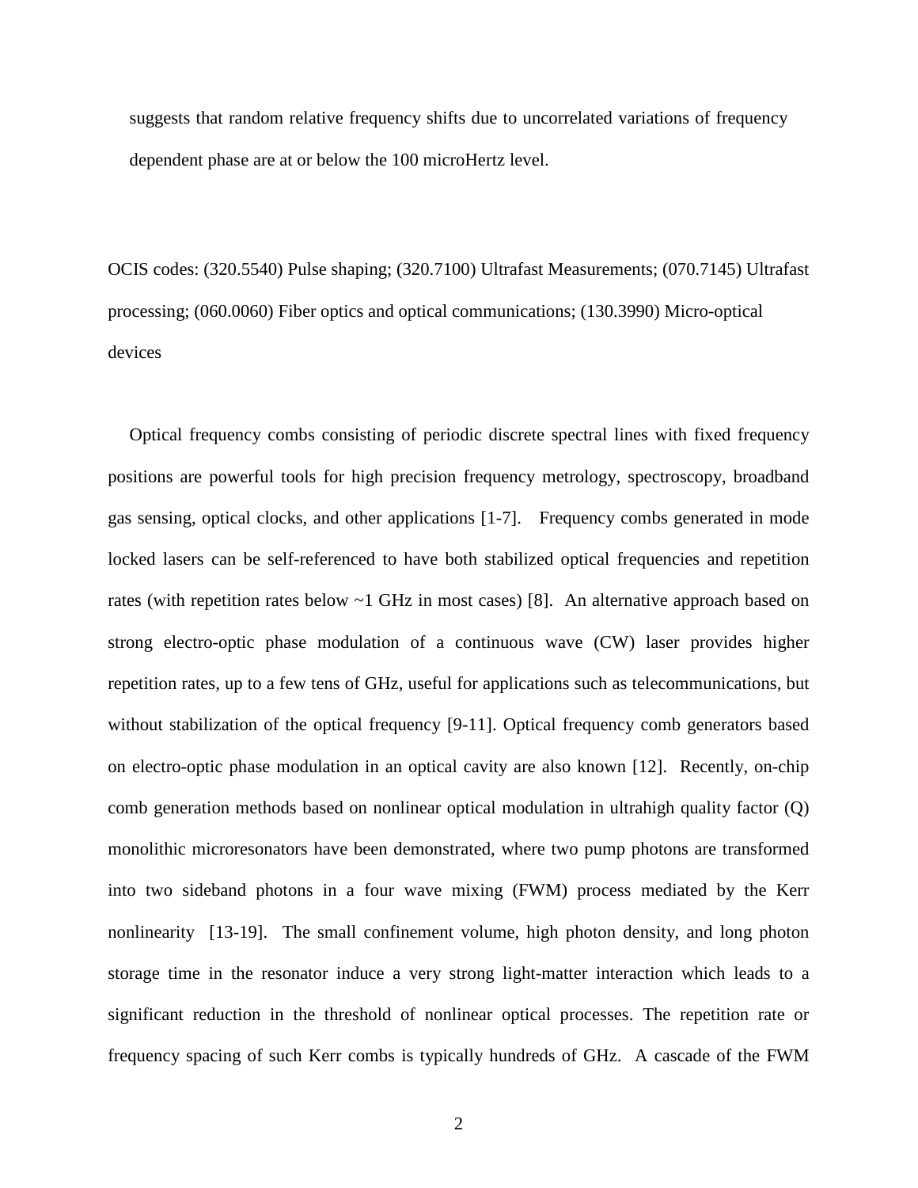suggests that random relative frequency shifts due to uncorrelated variations of frequency dependent phase are at or below the 100 microHertz level.

OCIS codes: (320.5540) Pulse shaping; (320.7100) Ultrafast Measurements; (070.7145) Ultrafast processing; (060.0060) Fiber optics and optical communications; (130.3990) Micro-optical devices

Optical frequency combs consisting of periodic discrete spectral lines with fixed frequency positions are powerful tools for high precision frequency metrology, spectroscopy, broadband gas sensing, optical clocks, and other applications [1-7]. Frequency combs generated in mode locked lasers can be self-referenced to have both stabilized optical frequencies and repetition rates (with repetition rates below ~1 GHz in most cases) [8]. An alternative approach based on strong electro-optic phase modulation of a continuous wave (CW) laser provides higher repetition rates, up to a few tens of GHz, useful for applications such as telecommunications, but without stabilization of the optical frequency [9-11]. Optical frequency comb generators based on electro-optic phase modulation in an optical cavity are also known [12]. Recently, on-chip comb generation methods based on nonlinear optical modulation in ultrahigh quality factor (Q) monolithic microresonators have been demonstrated, where two pump photons are transformed into two sideband photons in a four wave mixing (FWM) process mediated by the Kerr nonlinearity [13-19]. The small confinement volume, high photon density, and long photon storage time in the resonator induce a very strong light-matter interaction which leads to a significant reduction in the threshold of nonlinear optical processes. The repetition rate or frequency spacing of such Kerr combs is typically hundreds of GHz. A cascade of the FWM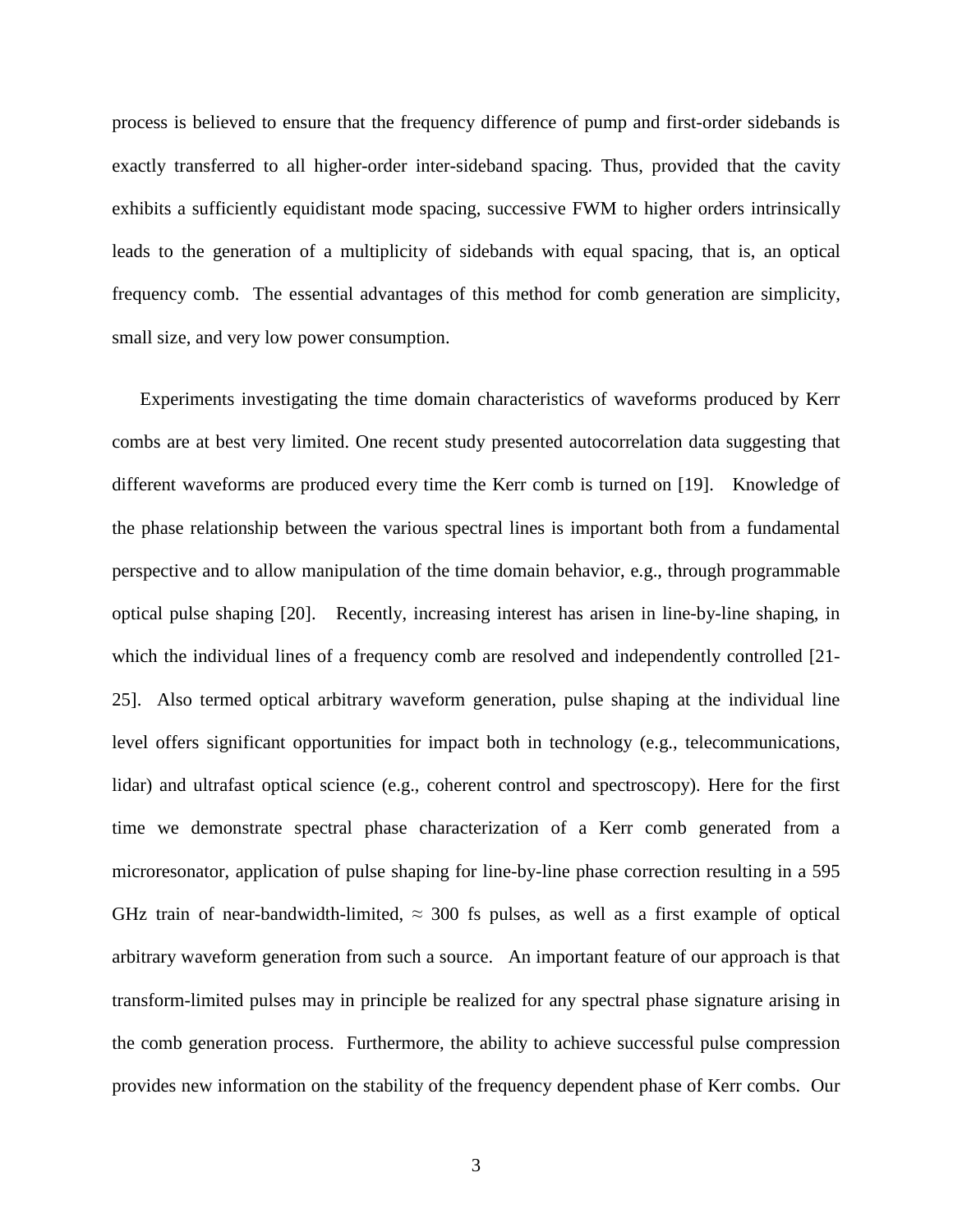process is believed to ensure that the frequency difference of pump and first-order sidebands is exactly transferred to all higher-order inter-sideband spacing. Thus, provided that the cavity exhibits a sufficiently equidistant mode spacing, successive FWM to higher orders intrinsically leads to the generation of a multiplicity of sidebands with equal spacing, that is, an optical frequency comb. The essential advantages of this method for comb generation are simplicity, small size, and very low power consumption.

Experiments investigating the time domain characteristics of waveforms produced by Kerr combs are at best very limited. One recent study presented autocorrelation data suggesting that different waveforms are produced every time the Kerr comb is turned on [19]. Knowledge of the phase relationship between the various spectral lines is important both from a fundamental perspective and to allow manipulation of the time domain behavior, e.g., through programmable optical pulse shaping [20]. Recently, increasing interest has arisen in line-by-line shaping, in which the individual lines of a frequency comb are resolved and independently controlled [21-25]. Also termed optical arbitrary waveform generation, pulse shaping at the individual line level offers significant opportunities for impact both in technology (e.g., telecommunications, lidar) and ultrafast optical science (e.g., coherent control and spectroscopy). Here for the first time we demonstrate spectral phase characterization of a Kerr comb generated from a microresonator, application of pulse shaping for line-by-line phase correction resulting in a 595 GHz train of near-bandwidth-limited, $\approx$ 300 fs pulses, as well as a first example of optical arbitrary waveform generation from such a source. An important feature of our approach is that transform-limited pulses may in principle be realized for any spectral phase signature arising in the comb generation process. Furthermore, the ability to achieve successful pulse compression provides new information on the stability of the frequency dependent phase of Kerr combs. Our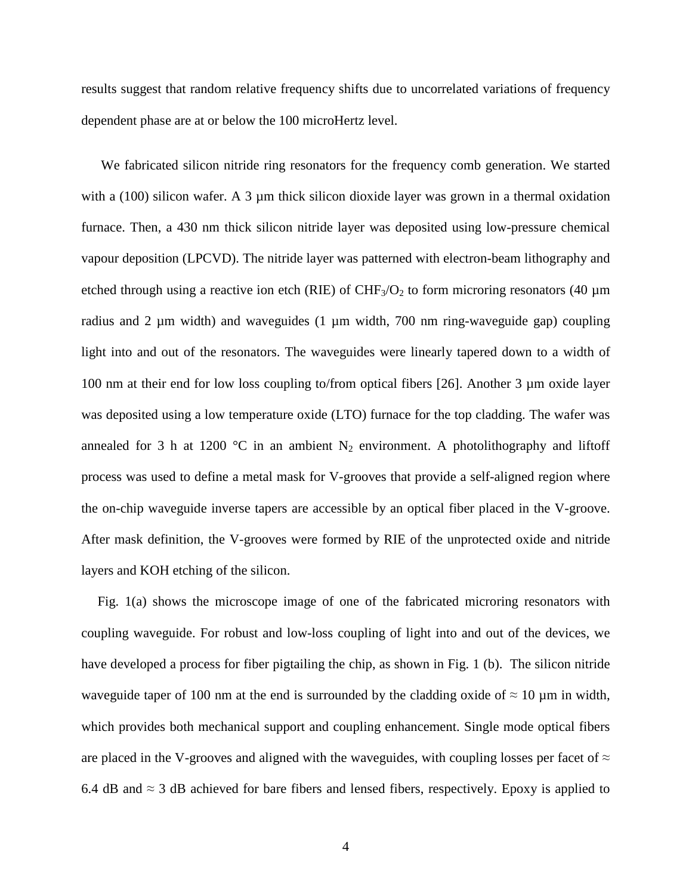results suggest that random relative frequency shifts due to uncorrelated variations of frequency dependent phase are at or below the 100 microHertz level.

We fabricated silicon nitride ring resonators for the frequency comb generation. We started with a (100) silicon wafer. A 3 µm thick silicon dioxide layer was grown in a thermal oxidation furnace. Then, a 430 nm thick silicon nitride layer was deposited using low-pressure chemical vapour deposition (LPCVD). The nitride layer was patterned with electron-beam lithography and etched through using a reactive ion etch (RIE) of $CHF_3/O_2$ to form microring resonators (40 µm radius and 2 µm width) and waveguides (1 µm width, 700 nm ring-waveguide gap) coupling light into and out of the resonators. The waveguides were linearly tapered down to a width of 100 nm at their end for low loss coupling to/from optical fibers [26]. Another 3 µm oxide layer was deposited using a low temperature oxide (LTO) furnace for the top cladding. The wafer was annealed for 3 h at 1200 °C in an ambient $N_2$ environment. A photolithography and liftoff process was used to define a metal mask for V-grooves that provide a self-aligned region where the on-chip waveguide inverse tapers are accessible by an optical fiber placed in the V-groove. After mask definition, the V-grooves were formed by RIE of the unprotected oxide and nitride layers and KOH etching of the silicon.

Fig. 1(a) shows the microscope image of one of the fabricated microring resonators with coupling waveguide. For robust and low-loss coupling of light into and out of the devices, we have developed a process for fiber pigtailing the chip, as shown in Fig. 1 (b). The silicon nitride waveguide taper of 100 nm at the end is surrounded by the cladding oxide of $\approx$ 10 µm in width, which provides both mechanical support and coupling enhancement. Single mode optical fibers are placed in the V-grooves and aligned with the waveguides, with coupling losses per facet of $\approx$ 6.4 dB and $\approx$ 3 dB achieved for bare fibers and lensed fibers, respectively. Epoxy is applied to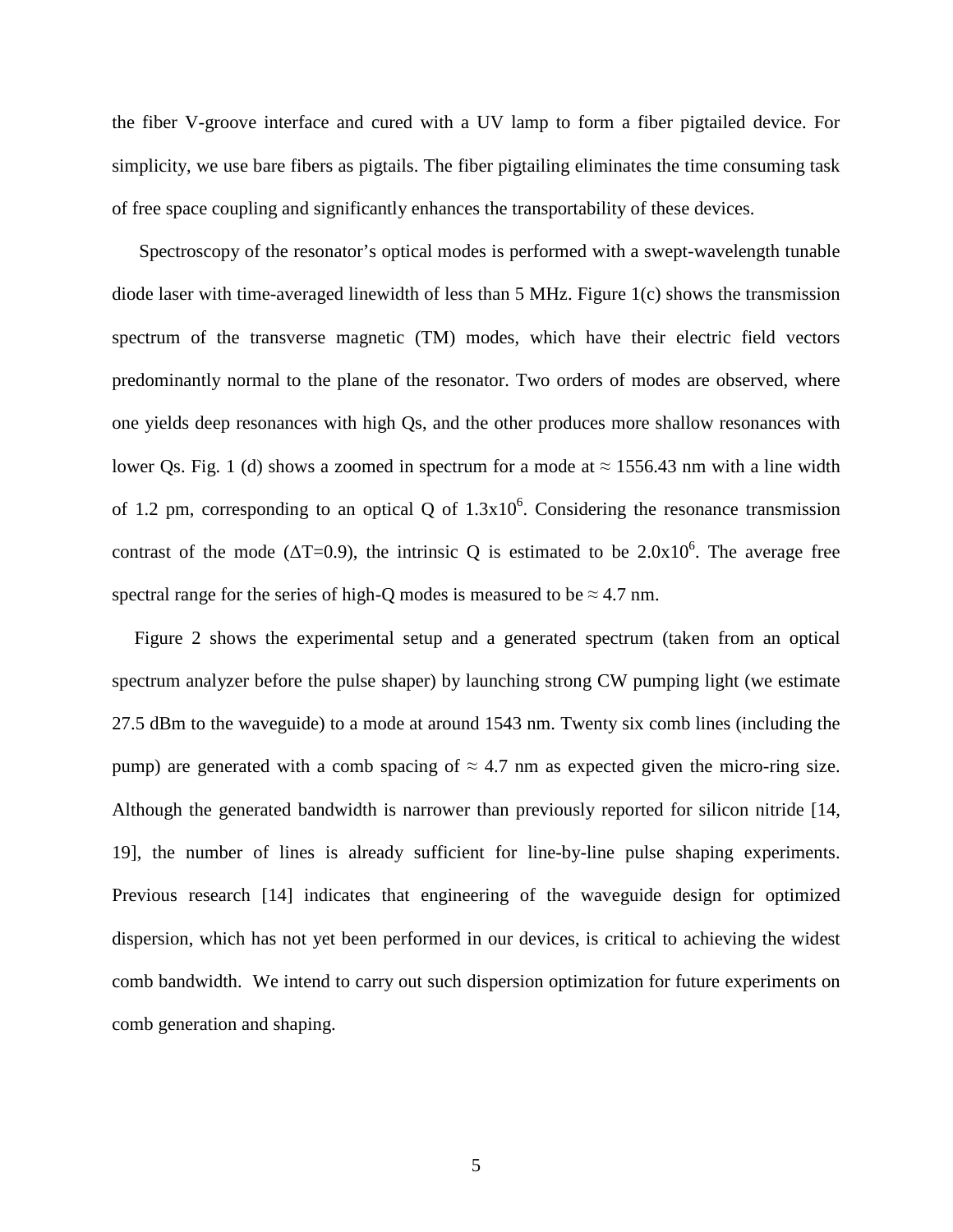the fiber V-groove interface and cured with a UV lamp to form a fiber pigtailed device. For simplicity, we use bare fibers as pigtails. The fiber pigtailing eliminates the time consuming task of free space coupling and significantly enhances the transportability of these devices.

Spectroscopy of the resonator's optical modes is performed with a swept-wavelength tunable diode laser with time-averaged linewidth of less than 5 MHz. Figure 1(c) shows the transmission spectrum of the transverse magnetic (TM) modes, which have their electric field vectors predominantly normal to the plane of the resonator. Two orders of modes are observed, where one yields deep resonances with high Qs, and the other produces more shallow resonances with lower Qs. Fig. 1 (d) shows a zoomed in spectrum for a mode at ≈ 1556.43 nm with a line width of 1.2 pm, corresponding to an optical Q of $1.3\text{x}10^6$. Considering the resonance transmission contrast of the mode ($\Delta T=0.9$), the intrinsic Q is estimated to be $2.0\text{x}10^6$. The average free spectral range for the series of high-Q modes is measured to be ≈ 4.7 nm.

Figure 2 shows the experimental setup and a generated spectrum (taken from an optical spectrum analyzer before the pulse shaper) by launching strong CW pumping light (we estimate 27.5 dBm to the waveguide) to a mode at around 1543 nm. Twenty six comb lines (including the pump) are generated with a comb spacing of ≈ 4.7 nm as expected given the micro-ring size. Although the generated bandwidth is narrower than previously reported for silicon nitride [14, 19], the number of lines is already sufficient for line-by-line pulse shaping experiments. Previous research [14] indicates that engineering of the waveguide design for optimized dispersion, which has not yet been performed in our devices, is critical to achieving the widest comb bandwidth. We intend to carry out such dispersion optimization for future experiments on comb generation and shaping.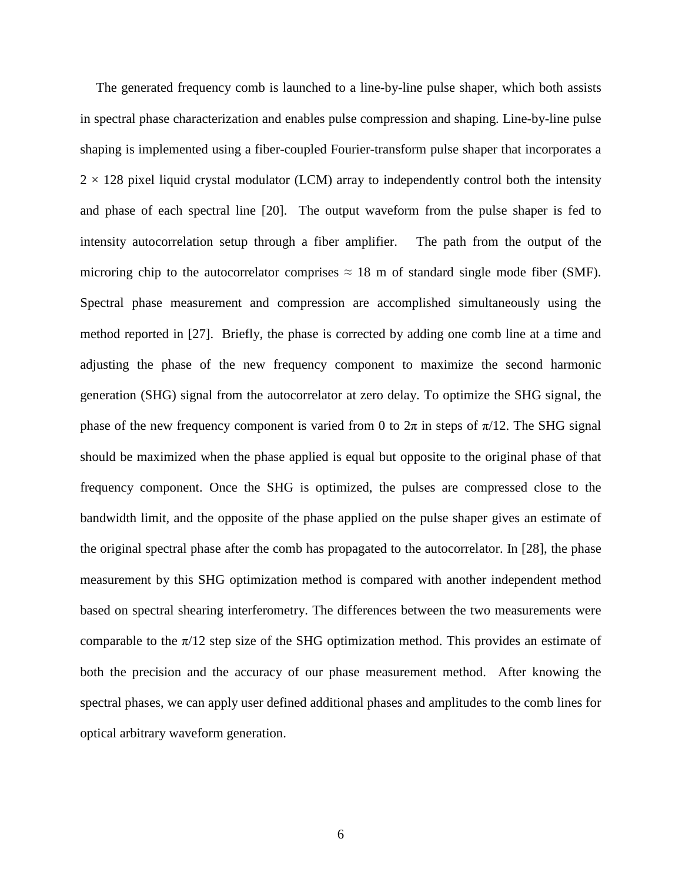The generated frequency comb is launched to a line-by-line pulse shaper, which both assists in spectral phase characterization and enables pulse compression and shaping. Line-by-line pulse shaping is implemented using a fiber-coupled Fourier-transform pulse shaper that incorporates a $2 \times 128$ pixel liquid crystal modulator (LCM) array to independently control both the intensity and phase of each spectral line [20]. The output waveform from the pulse shaper is fed to intensity autocorrelation setup through a fiber amplifier. The path from the output of the microring chip to the autocorrelator comprises $\approx$ 18 m of standard single mode fiber (SMF). Spectral phase measurement and compression are accomplished simultaneously using the method reported in [27]. Briefly, the phase is corrected by adding one comb line at a time and adjusting the phase of the new frequency component to maximize the second harmonic generation (SHG) signal from the autocorrelator at zero delay. To optimize the SHG signal, the phase of the new frequency component is varied from 0 to $2\pi$ in steps of $\pi/12$. The SHG signal should be maximized when the phase applied is equal but opposite to the original phase of that frequency component. Once the SHG is optimized, the pulses are compressed close to the bandwidth limit, and the opposite of the phase applied on the pulse shaper gives an estimate of the original spectral phase after the comb has propagated to the autocorrelator. In [28], the phase measurement by this SHG optimization method is compared with another independent method based on spectral shearing interferometry. The differences between the two measurements were comparable to the $\pi/12$ step size of the SHG optimization method. This provides an estimate of both the precision and the accuracy of our phase measurement method. After knowing the spectral phases, we can apply user defined additional phases and amplitudes to the comb lines for optical arbitrary waveform generation.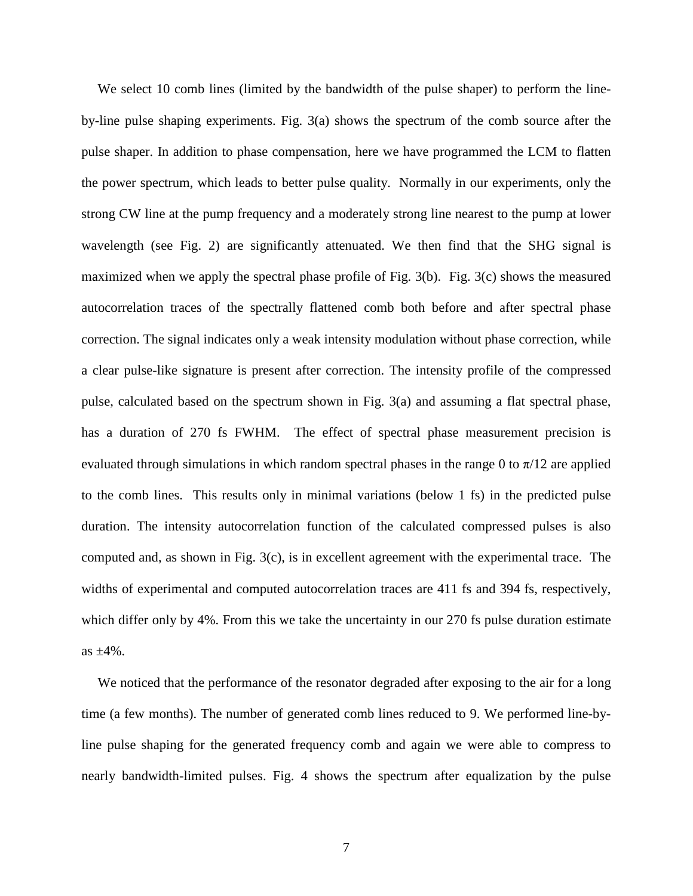We select 10 comb lines (limited by the bandwidth of the pulse shaper) to perform the line-by-line pulse shaping experiments. Fig. 3(a) shows the spectrum of the comb source after the pulse shaper. In addition to phase compensation, here we have programmed the LCM to flatten the power spectrum, which leads to better pulse quality. Normally in our experiments, only the strong CW line at the pump frequency and a moderately strong line nearest to the pump at lower wavelength (see Fig. 2) are significantly attenuated. We then find that the SHG signal is maximized when we apply the spectral phase profile of Fig. 3(b). Fig. 3(c) shows the measured autocorrelation traces of the spectrally flattened comb both before and after spectral phase correction. The signal indicates only a weak intensity modulation without phase correction, while a clear pulse-like signature is present after correction. The intensity profile of the compressed pulse, calculated based on the spectrum shown in Fig. 3(a) and assuming a flat spectral phase, has a duration of 270 fs FWHM. The effect of spectral phase measurement precision is evaluated through simulations in which random spectral phases in the range 0 to $\pi/12$ are applied to the comb lines. This results only in minimal variations (below 1 fs) in the predicted pulse duration. The intensity autocorrelation function of the calculated compressed pulses is also computed and, as shown in Fig. 3(c), is in excellent agreement with the experimental trace. The widths of experimental and computed autocorrelation traces are 411 fs and 394 fs, respectively, which differ only by 4%. From this we take the uncertainty in our 270 fs pulse duration estimate as $\pm$4%.

We noticed that the performance of the resonator degraded after exposing to the air for a long time (a few months). The number of generated comb lines reduced to 9. We performed line-by-line pulse shaping for the generated frequency comb and again we were able to compress to nearly bandwidth-limited pulses. Fig. 4 shows the spectrum after equalization by the pulse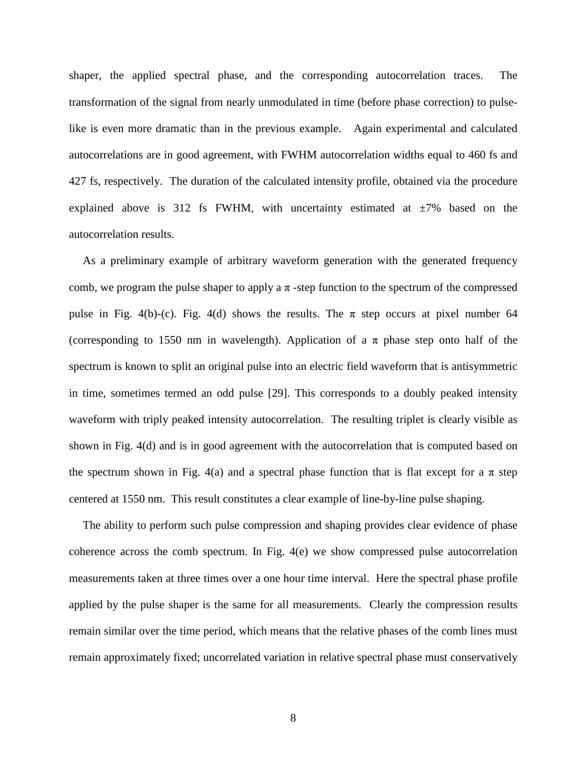shaper, the applied spectral phase, and the corresponding autocorrelation traces. The transformation of the signal from nearly unmodulated in time (before phase correction) to pulse-like is even more dramatic than in the previous example. Again experimental and calculated autocorrelations are in good agreement, with FWHM autocorrelation widths equal to 460 fs and 427 fs, respectively. The duration of the calculated intensity profile, obtained via the procedure explained above is 312 fs FWHM, with uncertainty estimated at ±7% based on the autocorrelation results.

As a preliminary example of arbitrary waveform generation with the generated frequency comb, we program the pulse shaper to apply a $\pi$ -step function to the spectrum of the compressed pulse in Fig. 4(b)-(c). Fig. 4(d) shows the results. The $\pi$ step occurs at pixel number 64 (corresponding to 1550 nm in wavelength). Application of a $\pi$ phase step onto half of the spectrum is known to split an original pulse into an electric field waveform that is antisymmetric in time, sometimes termed an odd pulse [29]. This corresponds to a doubly peaked intensity waveform with triply peaked intensity autocorrelation. The resulting triplet is clearly visible as shown in Fig. 4(d) and is in good agreement with the autocorrelation that is computed based on the spectrum shown in Fig. 4(a) and a spectral phase function that is flat except for a $\pi$ step centered at 1550 nm. This result constitutes a clear example of line-by-line pulse shaping.

The ability to perform such pulse compression and shaping provides clear evidence of phase coherence across the comb spectrum. In Fig. 4(e) we show compressed pulse autocorrelation measurements taken at three times over a one hour time interval. Here the spectral phase profile applied by the pulse shaper is the same for all measurements. Clearly the compression results remain similar over the time period, which means that the relative phases of the comb lines must remain approximately fixed; uncorrelated variation in relative spectral phase must conservatively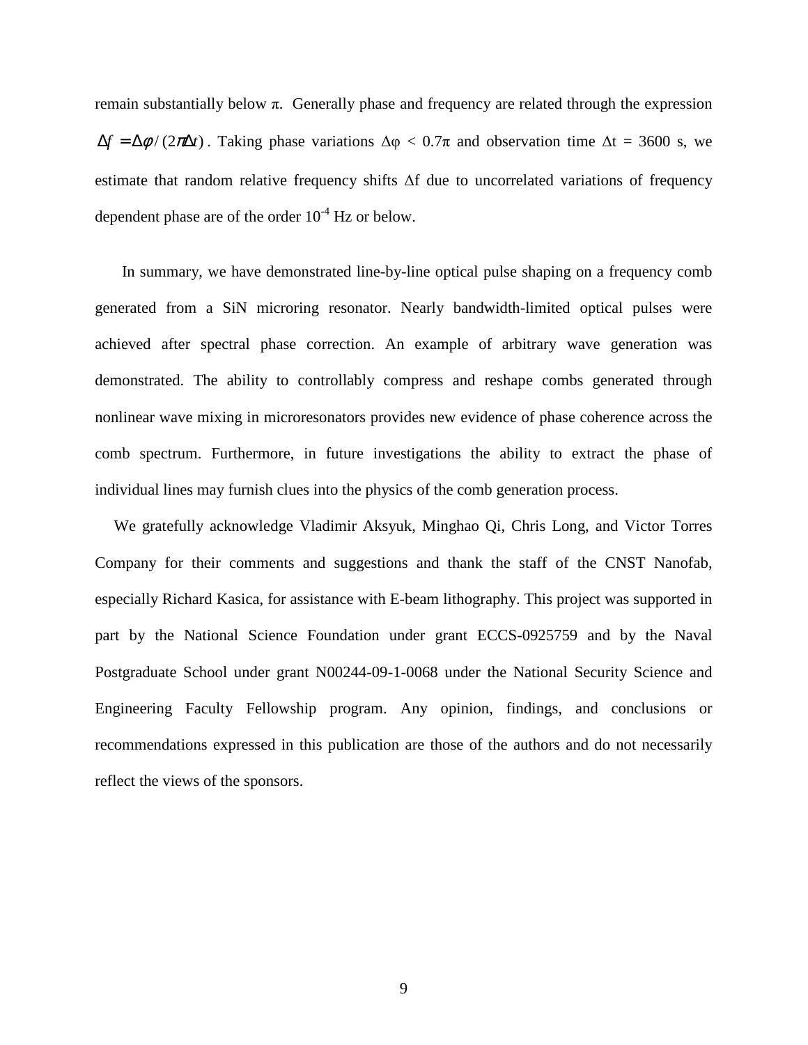remain substantially below $\pi$. Generally phase and frequency are related through the expression $\Delta f = \Delta\phi / (2\pi\Delta t)$. Taking phase variations $\Delta\varphi < 0.7\pi$ and observation time $\Delta t = 3600$ s, we estimate that random relative frequency shifts $\Delta f$ due to uncorrelated variations of frequency dependent phase are of the order $10^{-4}$ Hz or below.

In summary, we have demonstrated line-by-line optical pulse shaping on a frequency comb generated from a SiN microring resonator. Nearly bandwidth-limited optical pulses were achieved after spectral phase correction. An example of arbitrary wave generation was demonstrated. The ability to controllably compress and reshape combs generated through nonlinear wave mixing in microresonators provides new evidence of phase coherence across the comb spectrum. Furthermore, in future investigations the ability to extract the phase of individual lines may furnish clues into the physics of the comb generation process.

We gratefully acknowledge Vladimir Aksyuk, Minghao Qi, Chris Long, and Victor Torres Company for their comments and suggestions and thank the staff of the CNST Nanofab, especially Richard Kasica, for assistance with E-beam lithography. This project was supported in part by the National Science Foundation under grant ECCS-0925759 and by the Naval Postgraduate School under grant N00244-09-1-0068 under the National Security Science and Engineering Faculty Fellowship program. Any opinion, findings, and conclusions or recommendations expressed in this publication are those of the authors and do not necessarily reflect the views of the sponsors.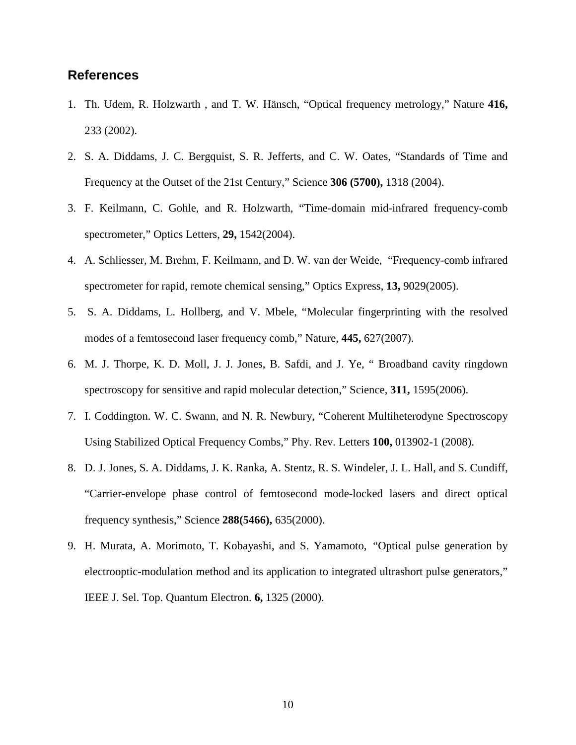## References

1. Th. Udem, R. Holzwarth , and T. W. Hänsch, "Optical frequency metrology," Nature **416,** 233 (2002).
2. S. A. Diddams, J. C. Bergquist, S. R. Jefferts, and C. W. Oates, "Standards of Time and Frequency at the Outset of the 21st Century," Science **306 (5700),** 1318 (2004).
3. F. Keilmann, C. Gohle, and R. Holzwarth, "Time-domain mid-infrared frequency-comb spectrometer," Optics Letters, **29,** 1542(2004).
4. A. Schliesser, M. Brehm, F. Keilmann, and D. W. van der Weide, "Frequency-comb infrared spectrometer for rapid, remote chemical sensing," Optics Express, **13,** 9029(2005).
5. S. A. Diddams, L. Hollberg, and V. Mbele, "Molecular fingerprinting with the resolved modes of a femtosecond laser frequency comb," Nature, **445,** 627(2007).
6. M. J. Thorpe, K. D. Moll, J. J. Jones, B. Safdi, and J. Ye, " Broadband cavity ringdown spectroscopy for sensitive and rapid molecular detection," Science, **311,** 1595(2006).
7. I. Coddington. W. C. Swann, and N. R. Newbury, "Coherent Multiheterodyne Spectroscopy Using Stabilized Optical Frequency Combs," Phy. Rev. Letters **100,** 013902-1 (2008).
8. D. J. Jones, S. A. Diddams, J. K. Ranka, A. Stentz, R. S. Windeler, J. L. Hall, and S. Cundiff, "Carrier-envelope phase control of femtosecond mode-locked lasers and direct optical frequency synthesis," Science **288(5466),** 635(2000).
9. H. Murata, A. Morimoto, T. Kobayashi, and S. Yamamoto, "Optical pulse generation by electrooptic-modulation method and its application to integrated ultrashort pulse generators," IEEE J. Sel. Top. Quantum Electron. **6,** 1325 (2000).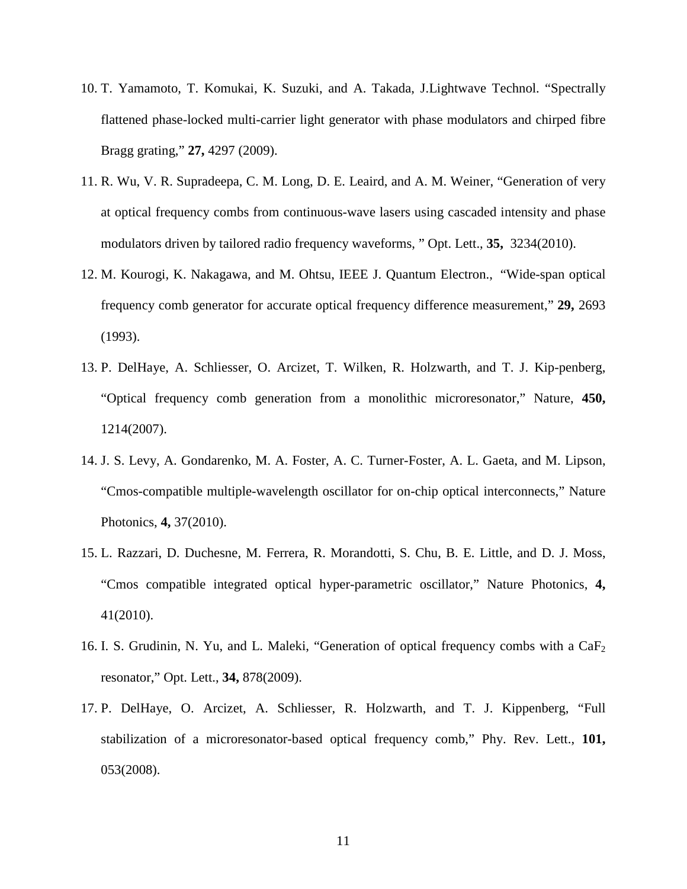10. T. Yamamoto, T. Komukai, K. Suzuki, and A. Takada, J.Lightwave Technol. "Spectrally flattened phase-locked multi-carrier light generator with phase modulators and chirped fibre Bragg grating," **27,** 4297 (2009).

11. R. Wu, V. R. Supradeepa, C. M. Long, D. E. Leaird, and A. M. Weiner, "Generation of very at optical frequency combs from continuous-wave lasers using cascaded intensity and phase modulators driven by tailored radio frequency waveforms, " Opt. Lett., **35,** 3234(2010).

12. M. Kourogi, K. Nakagawa, and M. Ohtsu, IEEE J. Quantum Electron., "Wide-span optical frequency comb generator for accurate optical frequency difference measurement," **29,** 2693 (1993).

13. P. DelHaye, A. Schliesser, O. Arcizet, T. Wilken, R. Holzwarth, and T. J. Kip-penberg, "Optical frequency comb generation from a monolithic microresonator," Nature, **450,** 1214(2007).

14. J. S. Levy, A. Gondarenko, M. A. Foster, A. C. Turner-Foster, A. L. Gaeta, and M. Lipson, "Cmos-compatible multiple-wavelength oscillator for on-chip optical interconnects," Nature Photonics, **4,** 37(2010).

15. L. Razzari, D. Duchesne, M. Ferrera, R. Morandotti, S. Chu, B. E. Little, and D. J. Moss, "Cmos compatible integrated optical hyper-parametric oscillator," Nature Photonics, **4,** 41(2010).

16. I. S. Grudinin, N. Yu, and L. Maleki, "Generation of optical frequency combs with a $CaF_2$ resonator," Opt. Lett., **34,** 878(2009).

17. P. DelHaye, O. Arcizet, A. Schliesser, R. Holzwarth, and T. J. Kippenberg, "Full stabilization of a microresonator-based optical frequency comb," Phy. Rev. Lett., **101,** 053(2008).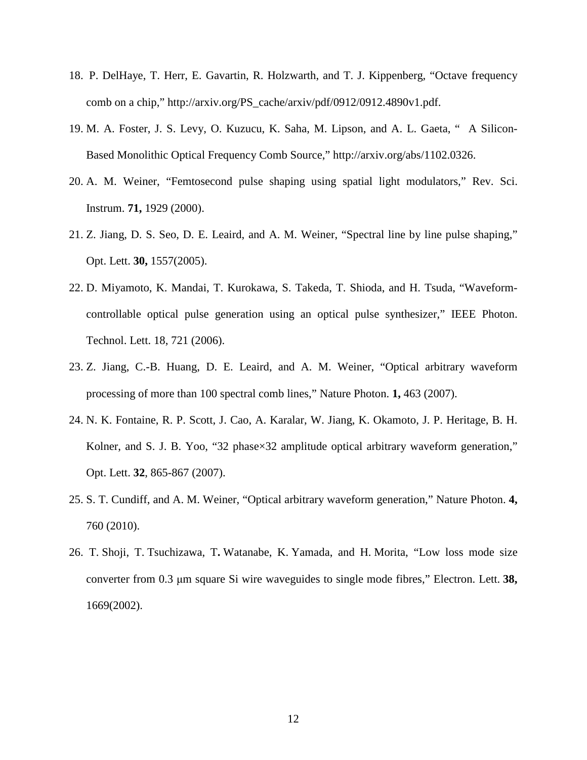18. P. DelHaye, T. Herr, E. Gavartin, R. Holzwarth, and T. J. Kippenberg, “Octave frequency comb on a chip,” http://arxiv.org/PS_cache/arxiv/pdf/0912/0912.4890v1.pdf.
19. M. A. Foster, J. S. Levy, O. Kuzucu, K. Saha, M. Lipson, and A. L. Gaeta, “ A Silicon-Based Monolithic Optical Frequency Comb Source,” http://arxiv.org/abs/1102.0326.
20. A. M. Weiner, “Femtosecond pulse shaping using spatial light modulators,” Rev. Sci. Instrum. **71,** 1929 (2000).
21. Z. Jiang, D. S. Seo, D. E. Leaird, and A. M. Weiner, “Spectral line by line pulse shaping,” Opt. Lett. **30,** 1557(2005).
22. D. Miyamoto, K. Mandai, T. Kurokawa, S. Takeda, T. Shioda, and H. Tsuda, “Waveform-controllable optical pulse generation using an optical pulse synthesizer,” IEEE Photon. Technol. Lett. 18, 721 (2006).
23. Z. Jiang, C.-B. Huang, D. E. Leaird, and A. M. Weiner, “Optical arbitrary waveform processing of more than 100 spectral comb lines,” Nature Photon. **1,** 463 (2007).
24. N. K. Fontaine, R. P. Scott, J. Cao, A. Karalar, W. Jiang, K. Okamoto, J. P. Heritage, B. H. Kolner, and S. J. B. Yoo, “32 phase×32 amplitude optical arbitrary waveform generation,” Opt. Lett. **32**, 865-867 (2007).
25. S. T. Cundiff, and A. M. Weiner, “Optical arbitrary waveform generation,” Nature Photon. **4,** 760 (2010).
26. T. Shoji, T. Tsuchizawa, T**.** Watanabe, K. Yamada, and H. Morita, “Low loss mode size converter from 0.3 μm square Si wire waveguides to single mode fibres,” Electron. Lett. **38,** 1669(2002).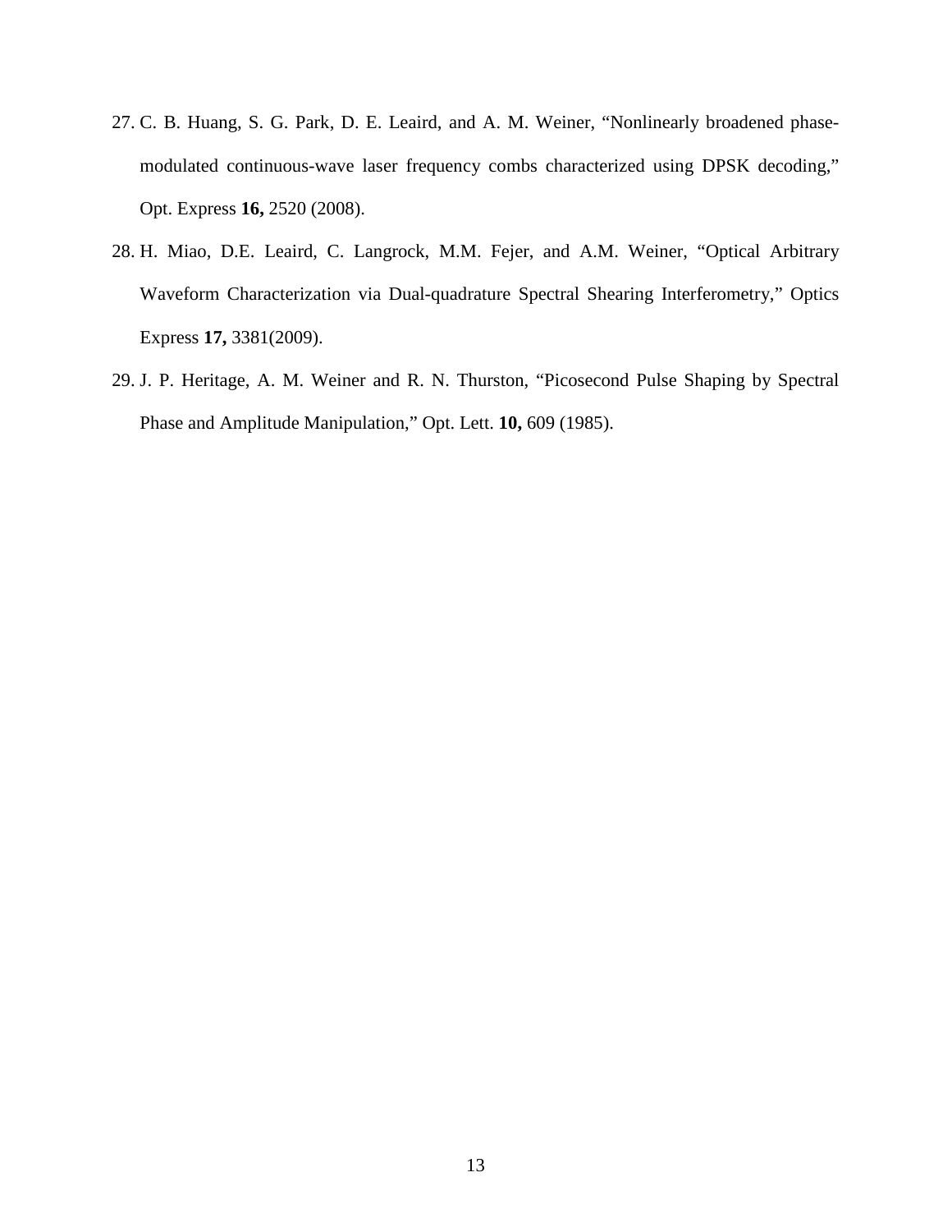27. C. B. Huang, S. G. Park, D. E. Leaird, and A. M. Weiner, “Nonlinearly broadened phase-modulated continuous-wave laser frequency combs characterized using DPSK decoding,” Opt. Express **16,** 2520 (2008).

28. H. Miao, D.E. Leaird, C. Langrock, M.M. Fejer, and A.M. Weiner, “Optical Arbitrary Waveform Characterization via Dual-quadrature Spectral Shearing Interferometry,” Optics Express **17,** 3381(2009).

29. J. P. Heritage, A. M. Weiner and R. N. Thurston, “Picosecond Pulse Shaping by Spectral Phase and Amplitude Manipulation,” Opt. Lett. **10,** 609 (1985).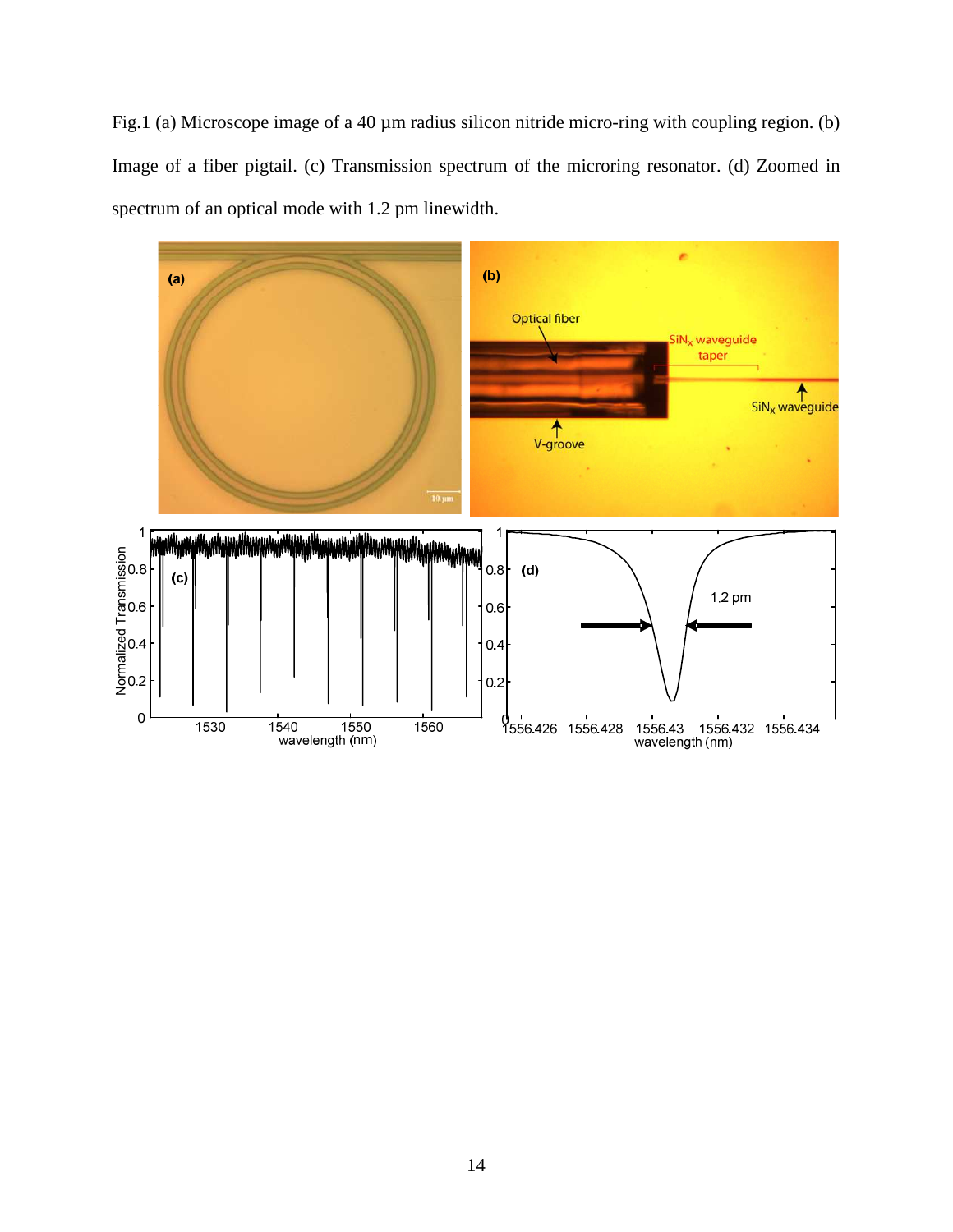Fig.1 (a) Microscope image of a 40 μm radius silicon nitride micro-ring with coupling region. (b) Image of a fiber pigtail. (c) Transmission spectrum of the microring resonator. (d) Zoomed in spectrum of an optical mode with 1.2 pm linewidth.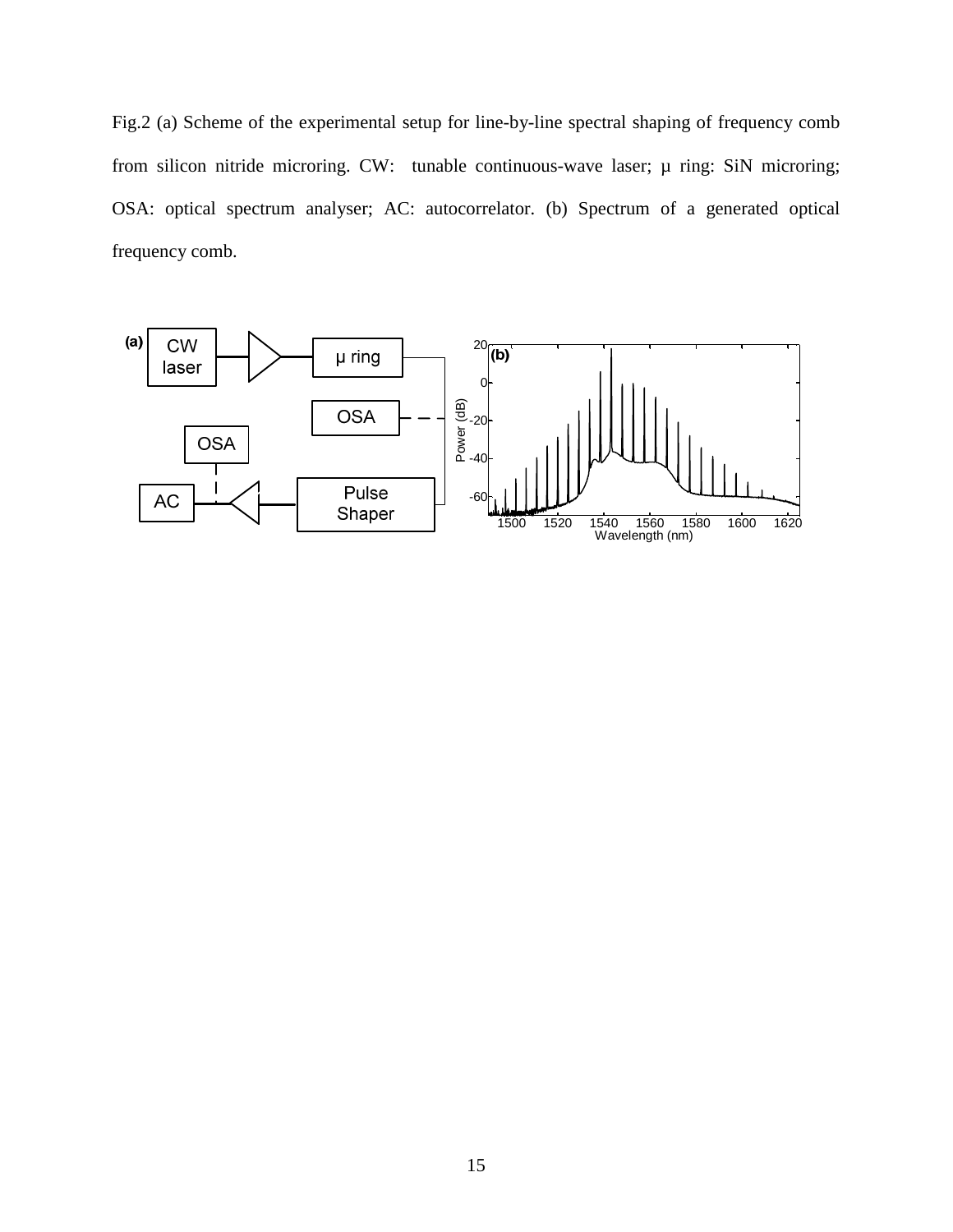Fig.2 (a) Scheme of the experimental setup for line-by-line spectral shaping of frequency comb from silicon nitride microring. CW: tunable continuous-wave laser; μ ring: SiN microring; OSA: optical spectrum analyser; AC: autocorrelator. (b) Spectrum of a generated optical frequency comb.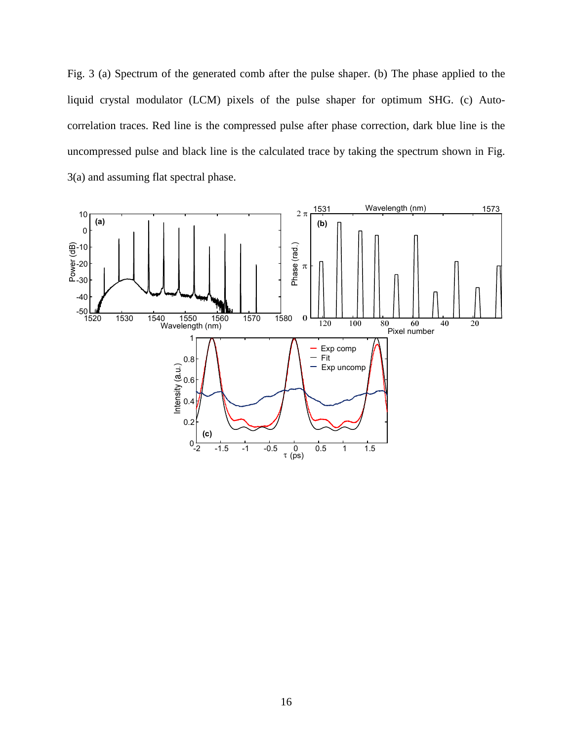Fig. 3 (a) Spectrum of the generated comb after the pulse shaper. (b) The phase applied to the liquid crystal modulator (LCM) pixels of the pulse shaper for optimum SHG. (c) Auto-correlation traces. Red line is the compressed pulse after phase correction, dark blue line is the uncompressed pulse and black line is the calculated trace by taking the spectrum shown in Fig. 3(a) and assuming flat spectral phase.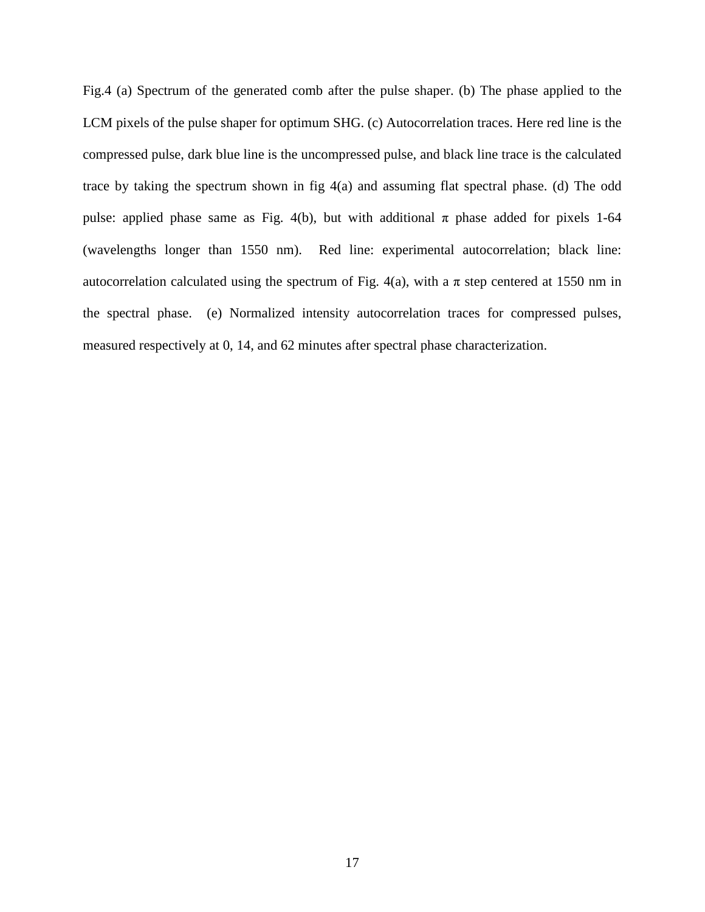Fig.4 (a) Spectrum of the generated comb after the pulse shaper. (b) The phase applied to the LCM pixels of the pulse shaper for optimum SHG. (c) Autocorrelation traces. Here red line is the compressed pulse, dark blue line is the uncompressed pulse, and black line trace is the calculated trace by taking the spectrum shown in fig 4(a) and assuming flat spectral phase. (d) The odd pulse: applied phase same as Fig. 4(b), but with additional $\pi$ phase added for pixels 1-64 (wavelengths longer than 1550 nm). Red line: experimental autocorrelation; black line: autocorrelation calculated using the spectrum of Fig. 4(a), with a $\pi$ step centered at 1550 nm in the spectral phase. (e) Normalized intensity autocorrelation traces for compressed pulses, measured respectively at 0, 14, and 62 minutes after spectral phase characterization.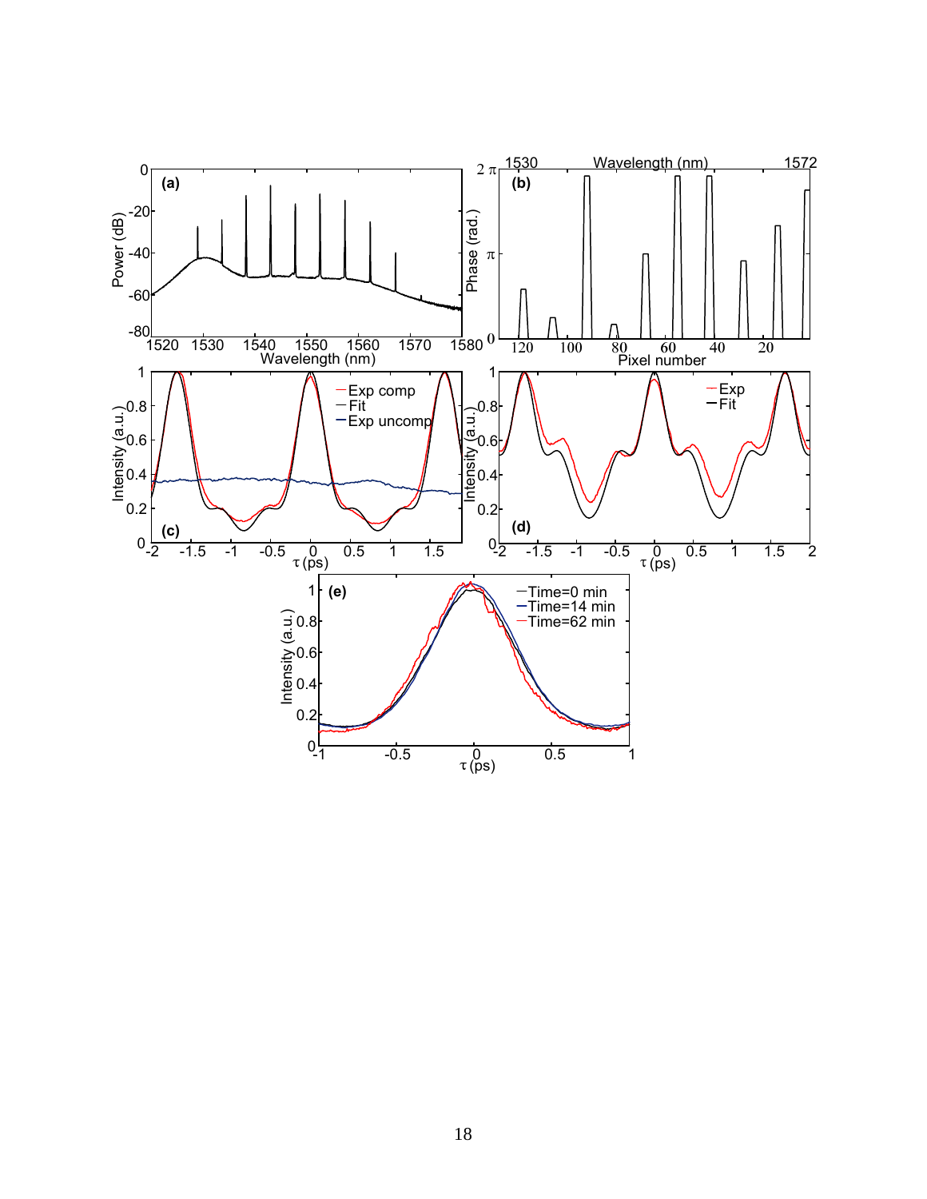(a)

Power (dB)

0

-20

-40

-60

-80

1520 1530 1540 1550 1560 1570 1580

Wavelength (nm)

(b)

1530 Wavelength (nm) 1572

2 π

π

0

Phase (rad.)

120 100 80 60 40 20

Pixel number

(c)

Intensity (a.u.)

1

0.8

0.6

0.4

0.2

0

-2 -1.5 -1 -0.5 0 0.5 1 1.5

τ (ps)

Exp comp

Fit

Exp uncomp

(d)

Intensity (a.u.)

1

0.8

0.6

0.4

0.2

0

-2 -1.5 -1 -0.5 0 0.5 1 1.5 2

τ (ps)

Exp

Fit

(e)

Intensity (a.u.)

1

0.8

0.6

0.4

0.2

0

-1 -0.5 0 0.5 1

τ (ps)

Time=0 min

Time=14 min

Time=62 min